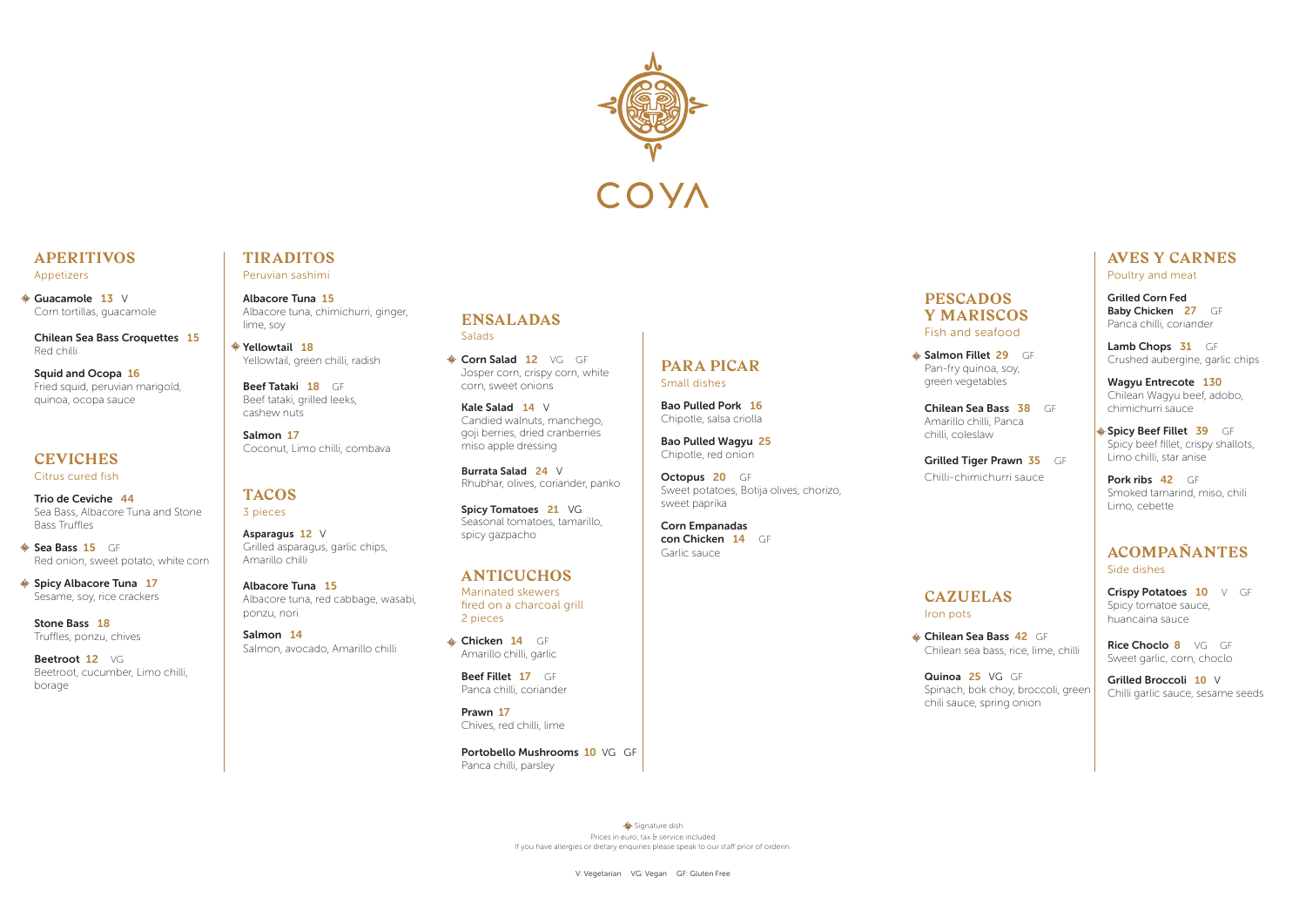# COYA

## APERITIVOS
Appetizers

◈ **Guacamole** 13 V
Corn tortillas, guacamole

**Chilean Sea Bass Croquettes** 15
Red chilli

**Squid and Ocopa** 16
Fried squid, peruvian marigold, quinoa, ocopa sauce

## CEVICHES
Citrus cured fish

**Trio de Ceviche** 44
Sea Bass, Albacore Tuna and Stone Bass Truffles

◈ **Sea Bass** 15 GF
Red onion, sweet potato, white corn

◈ **Spicy Albacore Tuna** 17
Sesame, soy, rice crackers

**Stone Bass** 18
Truffles, ponzu, chives

**Beetroot** 12 VG
Beetroot, cucumber, Limo chilli, borage

## TIRADITOS
Peruvian sashimi

**Albacore Tuna** 15
Albacore tuna, chimichurri, ginger, lime, soy

◈ **Yellowtail** 18
Yellowtail, green chilli, radish

**Beef Tataki** 18 GF
Beef tataki, grilled leeks, cashew nuts

**Salmon** 17
Coconut, Limo chilli, combava

## TACOS
3 pieces

**Asparagus** 12 V
Grilled asparagus, garlic chips, Amarillo chilli

**Albacore Tuna** 15
Albacore tuna, red cabbage, wasabi, ponzu, nori

**Salmon** 14
Salmon, avocado, Amarillo chilli

## ENSALADAS
Salads

◈ **Corn Salad** 12 VG GF
Josper corn, crispy corn, white corn, sweet onions

**Kale Salad** 14 V
Candied walnuts, manchego, goji berries, dried cranberries miso apple dressing

**Burrata Salad** 24 V
Rhubhar, olives, coriander, panko

**Spicy Tomatoes** 21 VG
Seasonal tomatoes, tamarillo, spicy gazpacho

## ANTICUCHOS
Marinated skewers fired on a charcoal grill
2 pieces

◈ **Chicken** 14 GF
Amarillo chilli, garlic

**Beef Fillet** 17 GF
Panca chilli, coriander

**Prawn** 17
Chives, red chilli, lime

**Portobello Mushrooms** 10 VG GF
Panca chilli, parsley

## PARA PICAR
Small dishes

**Bao Pulled Pork** 16
Chipotle, salsa criolla

**Bao Pulled Wagyu** 25
Chipotle, red onion

**Octopus** 20 GF
Sweet potatoes, Botija olives, chorizo, sweet paprika

**Corn Empanadas con Chicken** 14 GF
Garlic sauce

## PESCADOS Y MARISCOS
Fish and seafood

◈ **Salmon Fillet** 29 GF
Pan-fry quinoa, soy, green vegetables

**Chilean Sea Bass** 38 GF
Amarillo chilli, Panca chilli, coleslaw

**Grilled Tiger Prawn** 35 GF
Chilli-chimichurri sauce

## CAZUELAS
Iron pots

◈ **Chilean Sea Bass** 42 GF
Chilean sea bass, rice, lime, chilli

**Quinoa** 25 VG GF
Spinach, bok choy, broccoli, green chili sauce, spring onion

## AVES Y CARNES
Poultry and meat

**Grilled Corn Fed Baby Chicken** 27 GF
Panca chilli, coriander

**Lamb Chops** 31 GF
Crushed aubergine, garlic chips

**Wagyu Entrecote** 130
Chilean Wagyu beef, adobo, chimichurri sauce

◈ **Spicy Beef Fillet** 39 GF
Spicy beef fillet, crispy shallots, Limo chilli, star anise

**Pork ribs** 42 GF
Smoked tamarind, miso, chili Limo, cebette

## ACOMPAÑANTES
Side dishes

**Crispy Potatoes** 10 V GF
Spicy tomatoe sauce, huancaina sauce

**Rice Choclo** 8 VG GF
Sweet garlic, corn, choclo

**Grilled Broccoli** 10 V
Chilli garlic sauce, sesame seeds

---

◈ Signature dish
Prices in euro, tax & service included
If you have allergies or dietary enquiries please speak to our staff prior of orderin.

V: Vegetarian VG: Vegan GF: Gluten Free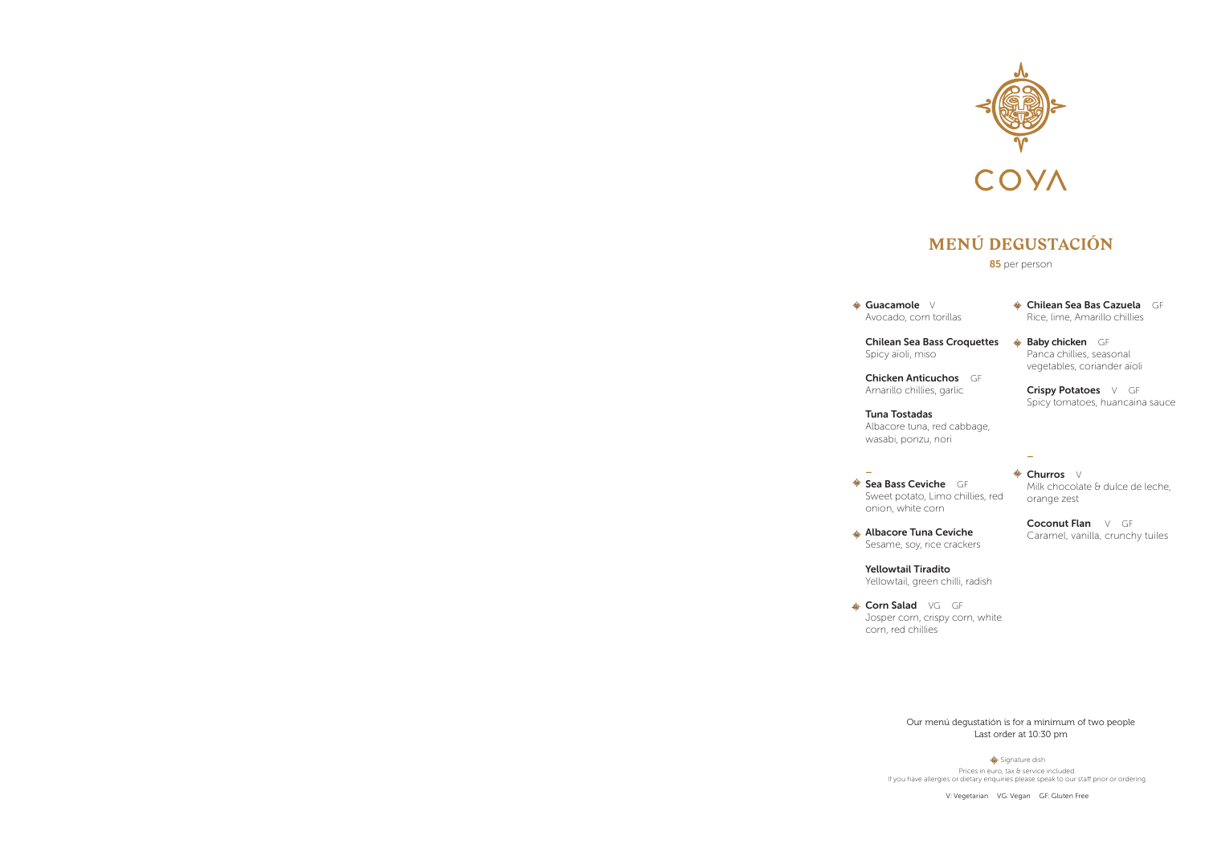COYA

# MENÚ DEGUSTACIÓN

**85** per person

◆ **Guacamole** V
Avocado, corn torillas

**Chilean Sea Bass Croquettes**
Spicy aïoli, miso

**Chicken Anticuchos** GF
Amarillo chillies, garlic

**Tuna Tostadas**
Albacore tuna, red cabbage, wasabi, ponzu, nori

–

◆ **Sea Bass Ceviche** GF
Sweet potato, Limo chillies, red onion, white corn

◆ **Albacore Tuna Ceviche**
Sesame, soy, rice crackers

**Yellowtail Tiradito**
Yellowtail, green chilli, radish

◆ **Corn Salad** VG GF
Josper corn, crispy corn, white corn, red chillies

◆ **Chilean Sea Bas Cazuela** GF
Rice, lime, Amarillo chillies

◆ **Baby chicken** GF
Panca chillies, seasonal vegetables, coriander aïoli

**Crispy Potatoes** V GF
Spicy tomatoes, huancaina sauce

–

◆ **Churros** V
Milk chocolate & dulce de leche, orange zest

**Coconut Flan** V GF
Caramel, vanilla, crunchy tuiles

Our menú degustatión is for a minimum of two people
Last order at 10:30 pm

◆ Signature dish

Prices in euro, tax & service included.
If you have allergies or dietary enquiries please speak to our staff prior or ordering.

V: Vegetarian VG: Vegan GF: Gluten Free